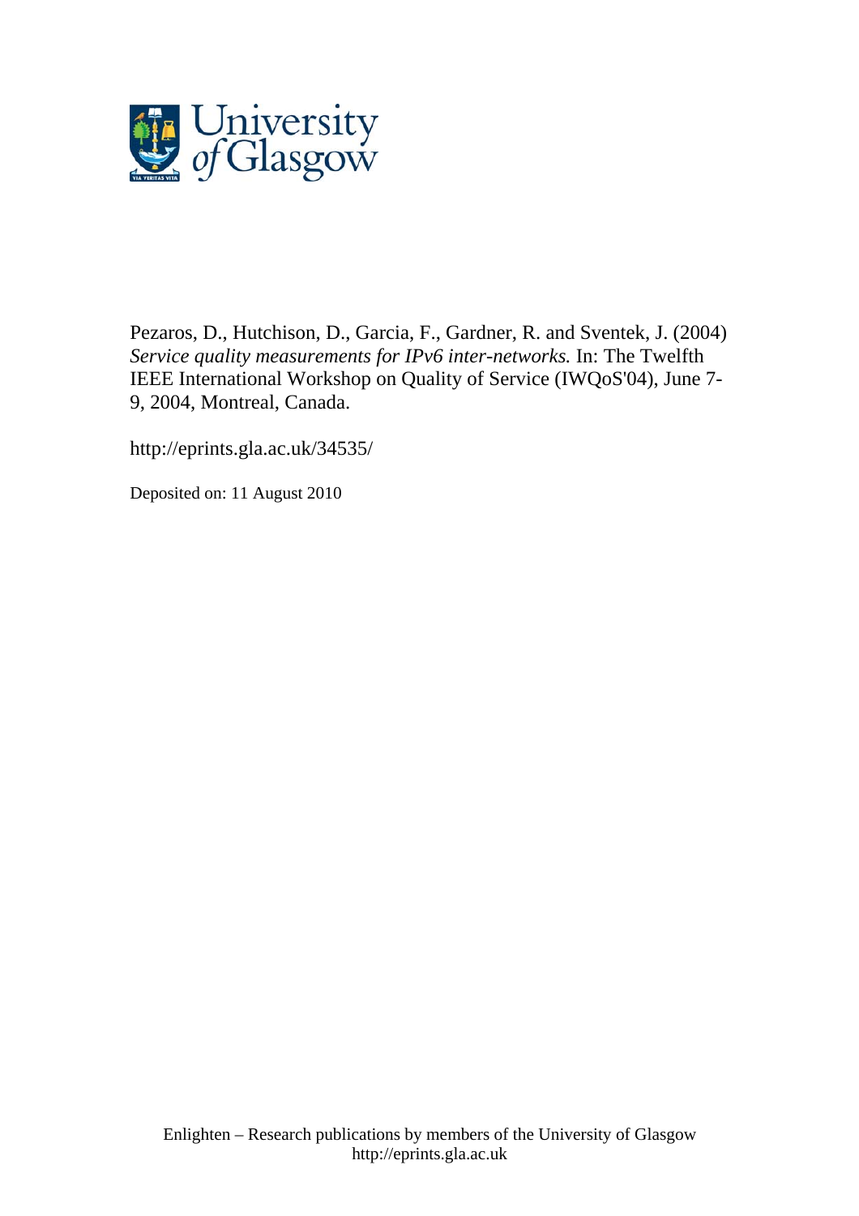Pezaros, D., Hutchison, D., Garcia, F., Gardner, R. and Sventek, J. (2004) *Service quality measurements for IPv6 inter-networks.* In: The Twelfth IEEE International Workshop on Quality of Service (IWQoS'04), June 7-9, 2004, Montreal, Canada.

http://eprints.gla.ac.uk/34535/

Deposited on: 11 August 2010

Enlighten – Research publications by members of the University of Glasgow
http://eprints.gla.ac.uk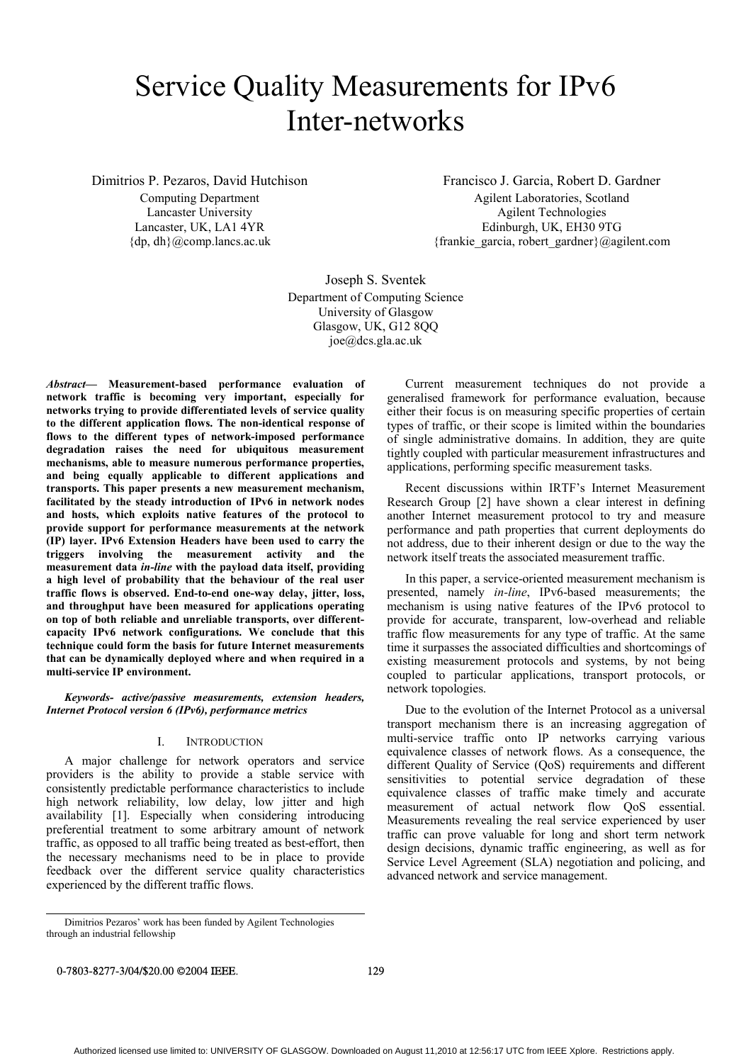# Service Quality Measurements for IPv6 Inter-networks

Dimitrios P. Pezaros, David Hutchison
Computing Department
Lancaster University
Lancaster, UK, LA1 4YR
{dp, dh}@comp.lancs.ac.uk

Francisco J. Garcia, Robert D. Gardner
Agilent Laboratories, Scotland
Agilent Technologies
Edinburgh, UK, EH30 9TG
{frankie_garcia, robert_gardner}@agilent.com

Joseph S. Sventek
Department of Computing Science
University of Glasgow
Glasgow, UK, G12 8QQ
joe@dcs.gla.ac.uk

***Abstract*— Measurement-based performance evaluation of network traffic is becoming very important, especially for networks trying to provide differentiated levels of service quality to the different application flows. The non-identical response of flows to the different types of network-imposed performance degradation raises the need for ubiquitous measurement mechanisms, able to measure numerous performance properties, and being equally applicable to different applications and transports. This paper presents a new measurement mechanism, facilitated by the steady introduction of IPv6 in network nodes and hosts, which exploits native features of the protocol to provide support for performance measurements at the network (IP) layer. IPv6 Extension Headers have been used to carry the triggers involving the measurement activity and the measurement data *in-line* with the payload data itself, providing a high level of probability that the behaviour of the real user traffic flows is observed. End-to-end one-way delay, jitter, loss, and throughput have been measured for applications operating on top of both reliable and unreliable transports, over different-capacity IPv6 network configurations. We conclude that this technique could form the basis for future Internet measurements that can be dynamically deployed where and when required in a multi-service IP environment.**

***Keywords- active/passive measurements, extension headers, Internet Protocol version 6 (IPv6), performance metrics***

## I. Introduction

A major challenge for network operators and service providers is the ability to provide a stable service with consistently predictable performance characteristics to include high network reliability, low delay, low jitter and high availability [1]. Especially when considering introducing preferential treatment to some arbitrary amount of network traffic, as opposed to all traffic being treated as best-effort, then the necessary mechanisms need to be in place to provide feedback over the different service quality characteristics experienced by the different traffic flows.

Current measurement techniques do not provide a generalised framework for performance evaluation, because either their focus is on measuring specific properties of certain types of traffic, or their scope is limited within the boundaries of single administrative domains. In addition, they are quite tightly coupled with particular measurement infrastructures and applications, performing specific measurement tasks.

Recent discussions within IRTF's Internet Measurement Research Group [2] have shown a clear interest in defining another Internet measurement protocol to try and measure performance and path properties that current deployments do not address, due to their inherent design or due to the way the network itself treats the associated measurement traffic.

In this paper, a service-oriented measurement mechanism is presented, namely *in-line*, IPv6-based measurements; the mechanism is using native features of the IPv6 protocol to provide for accurate, transparent, low-overhead and reliable traffic flow measurements for any type of traffic. At the same time it surpasses the associated difficulties and shortcomings of existing measurement protocols and systems, by not being coupled to particular applications, transport protocols, or network topologies.

Due to the evolution of the Internet Protocol as a universal transport mechanism there is an increasing aggregation of multi-service traffic onto IP networks carrying various equivalence classes of network flows. As a consequence, the different Quality of Service (QoS) requirements and different sensitivities to potential service degradation of these equivalence classes of traffic make timely and accurate measurement of actual network flow QoS essential. Measurements revealing the real service experienced by user traffic can prove valuable for long and short term network design decisions, dynamic traffic engineering, as well as for Service Level Agreement (SLA) negotiation and policing, and advanced network and service management.

Dimitrios Pezaros' work has been funded by Agilent Technologies through an industrial fellowship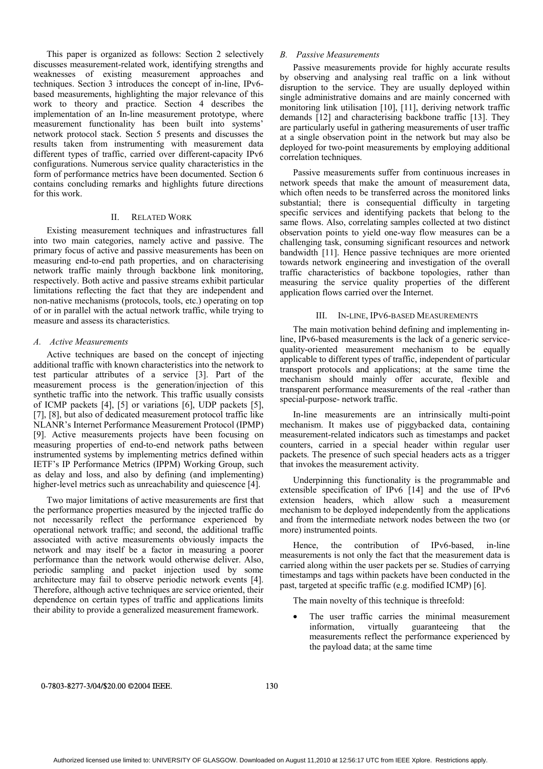This paper is organized as follows: Section 2 selectively discusses measurement-related work, identifying strengths and weaknesses of existing measurement approaches and techniques. Section 3 introduces the concept of in-line, IPv6-based measurements, highlighting the major relevance of this work to theory and practice. Section 4 describes the implementation of an In-line measurement prototype, where measurement functionality has been built into systems' network protocol stack. Section 5 presents and discusses the results taken from instrumenting with measurement data different types of traffic, carried over different-capacity IPv6 configurations. Numerous service quality characteristics in the form of performance metrics have been documented. Section 6 contains concluding remarks and highlights future directions for this work.

## II. Related Work

Existing measurement techniques and infrastructures fall into two main categories, namely active and passive. The primary focus of active and passive measurements has been on measuring end-to-end path properties, and on characterising network traffic mainly through backbone link monitoring, respectively. Both active and passive streams exhibit particular limitations reflecting the fact that they are independent and non-native mechanisms (protocols, tools, etc.) operating on top of or in parallel with the actual network traffic, while trying to measure and assess its characteristics.

### *A. Active Measurements*

Active techniques are based on the concept of injecting additional traffic with known characteristics into the network to test particular attributes of a service [3]. Part of the measurement process is the generation/injection of this synthetic traffic into the network. This traffic usually consists of ICMP packets [4], [5] or variations [6], UDP packets [5], [7], [8], but also of dedicated measurement protocol traffic like NLANR's Internet Performance Measurement Protocol (IPMP) [9]. Active measurements projects have been focusing on measuring properties of end-to-end network paths between instrumented systems by implementing metrics defined within IETF's IP Performance Metrics (IPPM) Working Group, such as delay and loss, and also by defining (and implementing) higher-level metrics such as unreachability and quiescence [4].

Two major limitations of active measurements are first that the performance properties measured by the injected traffic do not necessarily reflect the performance experienced by operational network traffic; and second, the additional traffic associated with active measurements obviously impacts the network and may itself be a factor in measuring a poorer performance than the network would otherwise deliver. Also, periodic sampling and packet injection used by some architecture may fail to observe periodic network events [4]. Therefore, although active techniques are service oriented, their dependence on certain types of traffic and applications limits their ability to provide a generalized measurement framework.

### *B. Passive Measurements*

Passive measurements provide for highly accurate results by observing and analysing real traffic on a link without disruption to the service. They are usually deployed within single administrative domains and are mainly concerned with monitoring link utilisation [10], [11], deriving network traffic demands [12] and characterising backbone traffic [13]. They are particularly useful in gathering measurements of user traffic at a single observation point in the network but may also be deployed for two-point measurements by employing additional correlation techniques.

Passive measurements suffer from continuous increases in network speeds that make the amount of measurement data, which often needs to be transferred across the monitored links substantial; there is consequential difficulty in targeting specific services and identifying packets that belong to the same flows. Also, correlating samples collected at two distinct observation points to yield one-way flow measures can be a challenging task, consuming significant resources and network bandwidth [11]. Hence passive techniques are more oriented towards network engineering and investigation of the overall traffic characteristics of backbone topologies, rather than measuring the service quality properties of the different application flows carried over the Internet.

## III. In-line, IPv6-based Measurements

The main motivation behind defining and implementing in-line, IPv6-based measurements is the lack of a generic service-quality-oriented measurement mechanism to be equally applicable to different types of traffic, independent of particular transport protocols and applications; at the same time the mechanism should mainly offer accurate, flexible and transparent performance measurements of the real -rather than special-purpose- network traffic.

In-line measurements are an intrinsically multi-point mechanism. It makes use of piggybacked data, containing measurement-related indicators such as timestamps and packet counters, carried in a special header within regular user packets. The presence of such special headers acts as a trigger that invokes the measurement activity.

Underpinning this functionality is the programmable and extensible specification of IPv6 [14] and the use of IPv6 extension headers, which allow such a measurement mechanism to be deployed independently from the applications and from the intermediate network nodes between the two (or more) instrumented points.

Hence, the contribution of IPv6-based, in-line measurements is not only the fact that the measurement data is carried along within the user packets per se. Studies of carrying timestamps and tags within packets have been conducted in the past, targeted at specific traffic (e.g. modified ICMP) [6].

The main novelty of this technique is threefold:

- The user traffic carries the minimal measurement information, virtually guaranteeing that the measurements reflect the performance experienced by the payload data; at the same time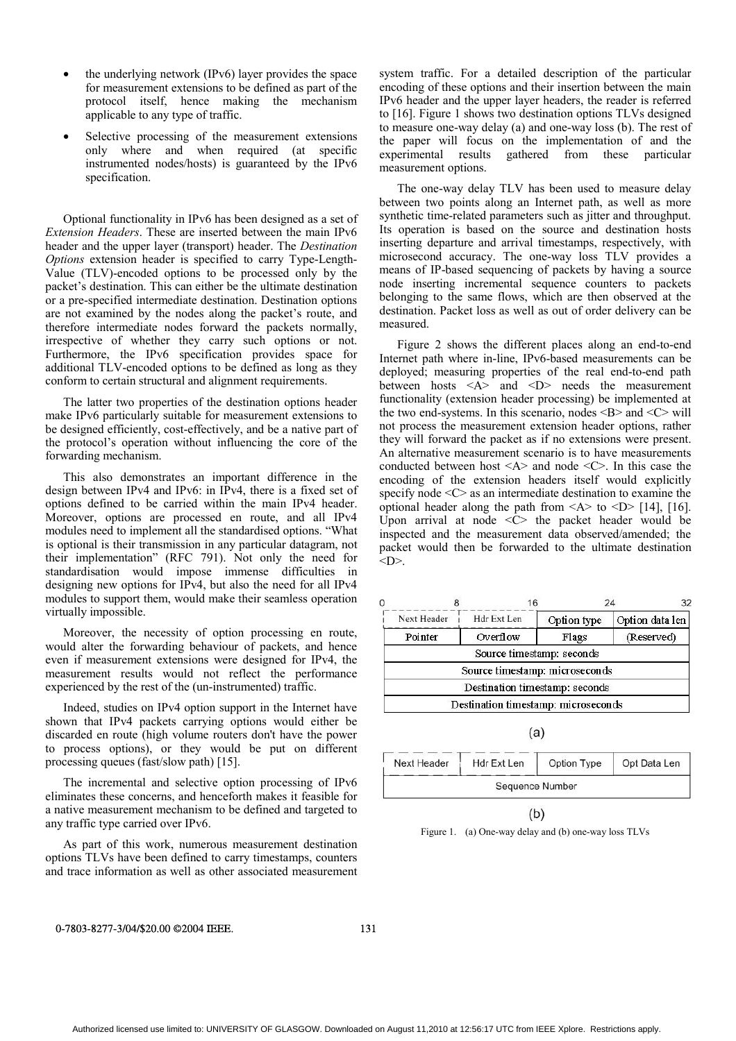- the underlying network (IPv6) layer provides the space for measurement extensions to be defined as part of the protocol itself, hence making the mechanism applicable to any type of traffic.
- Selective processing of the measurement extensions only where and when required (at specific instrumented nodes/hosts) is guaranteed by the IPv6 specification.

Optional functionality in IPv6 has been designed as a set of *Extension Headers*. These are inserted between the main IPv6 header and the upper layer (transport) header. The *Destination Options* extension header is specified to carry Type-Length-Value (TLV)-encoded options to be processed only by the packet's destination. This can either be the ultimate destination or a pre-specified intermediate destination. Destination options are not examined by the nodes along the packet's route, and therefore intermediate nodes forward the packets normally, irrespective of whether they carry such options or not. Furthermore, the IPv6 specification provides space for additional TLV-encoded options to be defined as long as they conform to certain structural and alignment requirements.

The latter two properties of the destination options header make IPv6 particularly suitable for measurement extensions to be designed efficiently, cost-effectively, and be a native part of the protocol's operation without influencing the core of the forwarding mechanism.

This also demonstrates an important difference in the design between IPv4 and IPv6: in IPv4, there is a fixed set of options defined to be carried within the main IPv4 header. Moreover, options are processed en route, and all IPv4 modules need to implement all the standardised options. "What is optional is their transmission in any particular datagram, not their implementation" (RFC 791). Not only the need for standardisation would impose immense difficulties in designing new options for IPv4, but also the need for all IPv4 modules to support them, would make their seamless operation virtually impossible.

Moreover, the necessity of option processing en route, would alter the forwarding behaviour of packets, and hence even if measurement extensions were designed for IPv4, the measurement results would not reflect the performance experienced by the rest of the (un-instrumented) traffic.

Indeed, studies on IPv4 option support in the Internet have shown that IPv4 packets carrying options would either be discarded en route (high volume routers don't have the power to process options), or they would be put on different processing queues (fast/slow path) [15].

The incremental and selective option processing of IPv6 eliminates these concerns, and henceforth makes it feasible for a native measurement mechanism to be defined and targeted to any traffic type carried over IPv6.

As part of this work, numerous measurement destination options TLVs have been defined to carry timestamps, counters and trace information as well as other associated measurement system traffic. For a detailed description of the particular encoding of these options and their insertion between the main IPv6 header and the upper layer headers, the reader is referred to [16]. Figure 1 shows two destination options TLVs designed to measure one-way delay (a) and one-way loss (b). The rest of the paper will focus on the implementation of and the experimental results gathered from these particular measurement options.

The one-way delay TLV has been used to measure delay between two points along an Internet path, as well as more synthetic time-related parameters such as jitter and throughput. Its operation is based on the source and destination hosts inserting departure and arrival timestamps, respectively, with microsecond accuracy. The one-way loss TLV provides a means of IP-based sequencing of packets by having a source node inserting incremental sequence counters to packets belonging to the same flows, which are then observed at the destination. Packet loss as well as out of order delivery can be measured.

Figure 2 shows the different places along an end-to-end Internet path where in-line, IPv6-based measurements can be deployed; measuring properties of the real end-to-end path between hosts <A> and <D> needs the measurement functionality (extension header processing) be implemented at the two end-systems. In this scenario, nodes <B> and <C> will not process the measurement extension header options, rather they will forward the packet as if no extensions were present. An alternative measurement scenario is to have measurements conducted between host <A> and node <C>. In this case the encoding of the extension headers itself would explicitly specify node <C> as an intermediate destination to examine the optional header along the path from <A> to <D> [14], [16]. Upon arrival at node <C> the packet header would be inspected and the measurement data observed/amended; the packet would then be forwarded to the ultimate destination <D>.

(a)

| 0–8 | 8–16 | 16–24 | 24–32 |
|---|---|---|---|
| Next Header | Hdr Ext Len | Option type | Option data len |
| Pointer | Overflow | Flags | (Reserved) |
| Source timestamp: seconds | | | |
| Source timestamp: microseconds | | | |
| Destination timestamp: seconds | | | |
| Destination timestamp: microseconds | | | |

(b)

| | | | |
|---|---|---|---|
| Next Header | Hdr Ext Len | Option Type | Opt Data Len |
| Sequence Number | | | |

Figure 1. (a) One-way delay and (b) one-way loss TLVs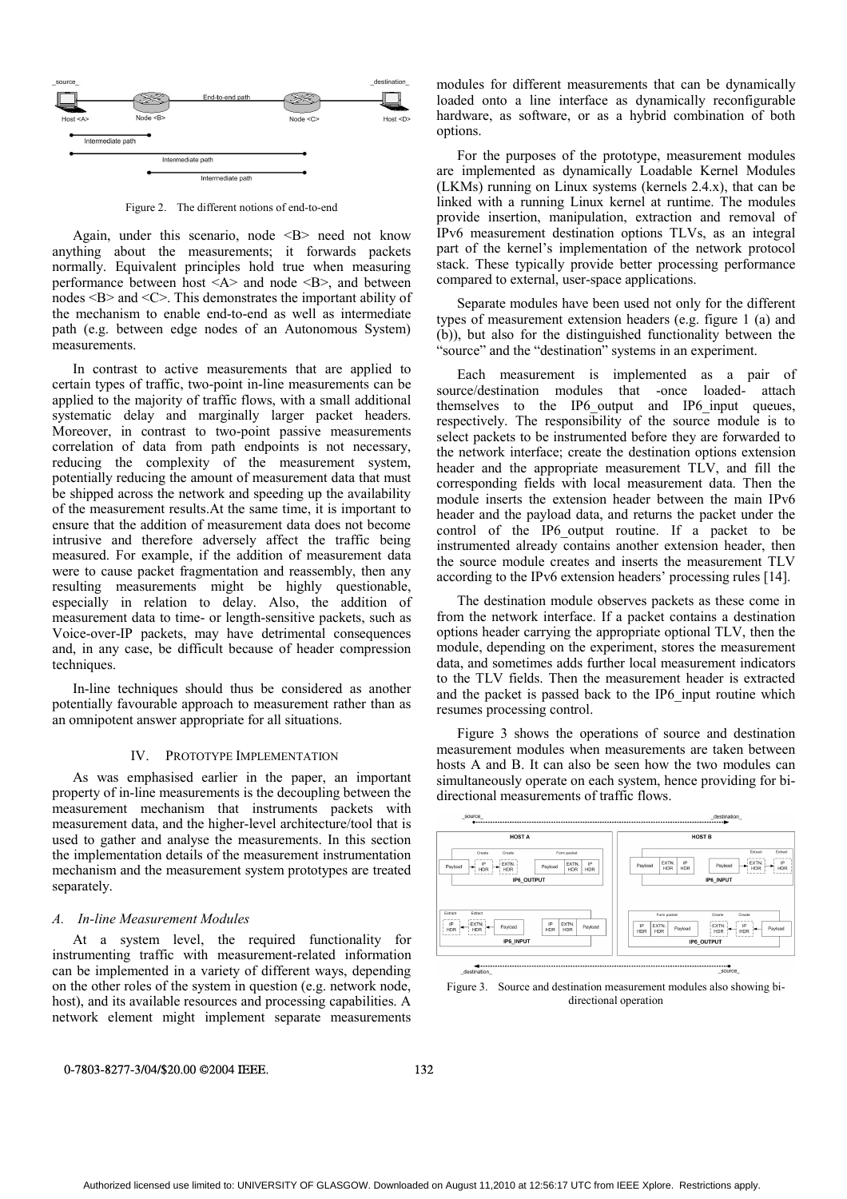Figure 2. The different notions of end-to-end

Again, under this scenario, node <B> need not know anything about the measurements; it forwards packets normally. Equivalent principles hold true when measuring performance between host <A> and node <B>, and between nodes <B> and <C>. This demonstrates the important ability of the mechanism to enable end-to-end as well as intermediate path (e.g. between edge nodes of an Autonomous System) measurements.

In contrast to active measurements that are applied to certain types of traffic, two-point in-line measurements can be applied to the majority of traffic flows, with a small additional systematic delay and marginally larger packet headers. Moreover, in contrast to two-point passive measurements correlation of data from path endpoints is not necessary, reducing the complexity of the measurement system, potentially reducing the amount of measurement data that must be shipped across the network and speeding up the availability of the measurement results.At the same time, it is important to ensure that the addition of measurement data does not become intrusive and therefore adversely affect the traffic being measured. For example, if the addition of measurement data were to cause packet fragmentation and reassembly, then any resulting measurements might be highly questionable, especially in relation to delay. Also, the addition of measurement data to time- or length-sensitive packets, such as Voice-over-IP packets, may have detrimental consequences and, in any case, be difficult because of header compression techniques.

In-line techniques should thus be considered as another potentially favourable approach to measurement rather than as an omnipotent answer appropriate for all situations.

## IV. Prototype Implementation

As was emphasised earlier in the paper, an important property of in-line measurements is the decoupling between the measurement mechanism that instruments packets with measurement data, and the higher-level architecture/tool that is used to gather and analyse the measurements. In this section the implementation details of the measurement instrumentation mechanism and the measurement system prototypes are treated separately.

### *A. In-line Measurement Modules*

At a system level, the required functionality for instrumenting traffic with measurement-related information can be implemented in a variety of different ways, depending on the other roles of the system in question (e.g. network node, host), and its available resources and processing capabilities. A network element might implement separate measurements modules for different measurements that can be dynamically loaded onto a line interface as dynamically reconfigurable hardware, as software, or as a hybrid combination of both options.

For the purposes of the prototype, measurement modules are implemented as dynamically Loadable Kernel Modules (LKMs) running on Linux systems (kernels 2.4.x), that can be linked with a running Linux kernel at runtime. The modules provide insertion, manipulation, extraction and removal of IPv6 measurement destination options TLVs, as an integral part of the kernel's implementation of the network protocol stack. These typically provide better processing performance compared to external, user-space applications.

Separate modules have been used not only for the different types of measurement extension headers (e.g. figure 1 (a) and (b)), but also for the distinguished functionality between the "source" and the "destination" systems in an experiment.

Each measurement is implemented as a pair of source/destination modules that -once loaded- attach themselves to the IP6_output and IP6_input queues, respectively. The responsibility of the source module is to select packets to be instrumented before they are forwarded to the network interface; create the destination options extension header and the appropriate measurement TLV, and fill the corresponding fields with local measurement data. Then the module inserts the extension header between the main IPv6 header and the payload data, and returns the packet under the control of the IP6_output routine. If a packet to be instrumented already contains another extension header, then the source module creates and inserts the measurement TLV according to the IPv6 extension headers' processing rules [14].

The destination module observes packets as these come in from the network interface. If a packet contains a destination options header carrying the appropriate optional TLV, then the module, depending on the experiment, stores the measurement data, and sometimes adds further local measurement indicators to the TLV fields. Then the measurement header is extracted and the packet is passed back to the IP6_input routine which resumes processing control.

Figure 3 shows the operations of source and destination measurement modules when measurements are taken between hosts A and B. It can also be seen how the two modules can simultaneously operate on each system, hence providing for bi-directional measurements of traffic flows.

Figure 3. Source and destination measurement modules also showing bi-directional operation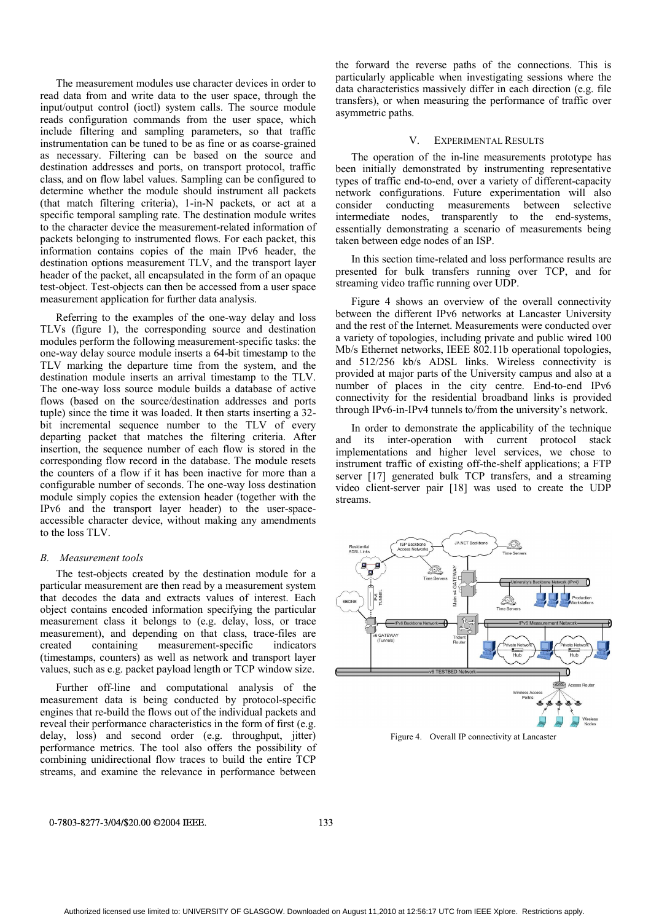The measurement modules use character devices in order to read data from and write data to the user space, through the input/output control (ioctl) system calls. The source module reads configuration commands from the user space, which include filtering and sampling parameters, so that traffic instrumentation can be tuned to be as fine or as coarse-grained as necessary. Filtering can be based on the source and destination addresses and ports, on transport protocol, traffic class, and on flow label values. Sampling can be configured to determine whether the module should instrument all packets (that match filtering criteria), 1-in-N packets, or act at a specific temporal sampling rate. The destination module writes to the character device the measurement-related information of packets belonging to instrumented flows. For each packet, this information contains copies of the main IPv6 header, the destination options measurement TLV, and the transport layer header of the packet, all encapsulated in the form of an opaque test-object. Test-objects can then be accessed from a user space measurement application for further data analysis.

Referring to the examples of the one-way delay and loss TLVs (figure 1), the corresponding source and destination modules perform the following measurement-specific tasks: the one-way delay source module inserts a 64-bit timestamp to the TLV marking the departure time from the system, and the destination module inserts an arrival timestamp to the TLV. The one-way loss source module builds a database of active flows (based on the source/destination addresses and ports tuple) since the time it was loaded. It then starts inserting a 32-bit incremental sequence number to the TLV of every departing packet that matches the filtering criteria. After insertion, the sequence number of each flow is stored in the corresponding flow record in the database. The module resets the counters of a flow if it has been inactive for more than a configurable number of seconds. The one-way loss destination module simply copies the extension header (together with the IPv6 and the transport layer header) to the user-space-accessible character device, without making any amendments to the loss TLV.

### B. Measurement tools

The test-objects created by the destination module for a particular measurement are then read by a measurement system that decodes the data and extracts values of interest. Each object contains encoded information specifying the particular measurement class it belongs to (e.g. delay, loss, or trace measurement), and depending on that class, trace-files are created containing measurement-specific indicators (timestamps, counters) as well as network and transport layer values, such as e.g. packet payload length or TCP window size.

Further off-line and computational analysis of the measurement data is being conducted by protocol-specific engines that re-build the flows out of the individual packets and reveal their performance characteristics in the form of first (e.g. delay, loss) and second order (e.g. throughput, jitter) performance metrics. The tool also offers the possibility of combining unidirectional flow traces to build the entire TCP streams, and examine the relevance in performance between the forward the reverse paths of the connections. This is particularly applicable when investigating sessions where the data characteristics massively differ in each direction (e.g. file transfers), or when measuring the performance of traffic over asymmetric paths.

## V. Experimental Results

The operation of the in-line measurements prototype has been initially demonstrated by instrumenting representative types of traffic end-to-end, over a variety of different-capacity network configurations. Future experimentation will also consider conducting measurements between selective intermediate nodes, transparently to the end-systems, essentially demonstrating a scenario of measurements being taken between edge nodes of an ISP.

In this section time-related and loss performance results are presented for bulk transfers running over TCP, and for streaming video traffic running over UDP.

Figure 4 shows an overview of the overall connectivity between the different IPv6 networks at Lancaster University and the rest of the Internet. Measurements were conducted over a variety of topologies, including private and public wired 100 Mb/s Ethernet networks, IEEE 802.11b operational topologies, and 512/256 kb/s ADSL links. Wireless connectivity is provided at major parts of the University campus and also at a number of places in the city centre. End-to-end IPv6 connectivity for the residential broadband links is provided through IPv6-in-IPv4 tunnels to/from the university's network.

In order to demonstrate the applicability of the technique and its inter-operation with current protocol stack implementations and higher level services, we chose to instrument traffic of existing off-the-shelf applications; a FTP server [17] generated bulk TCP transfers, and a streaming video client-server pair [18] was used to create the UDP streams.

Figure 4. Overall IP connectivity at Lancaster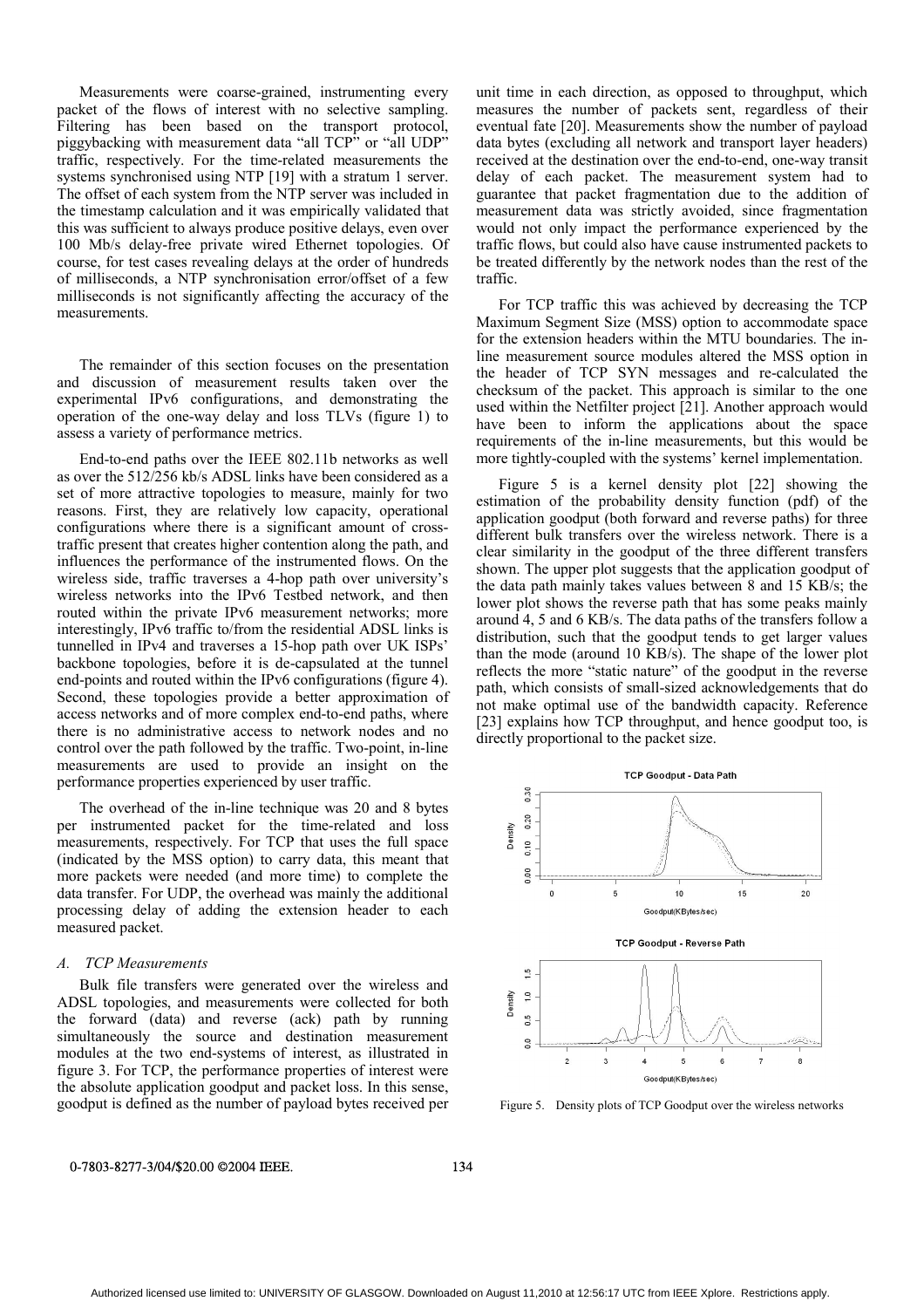Measurements were coarse-grained, instrumenting every packet of the flows of interest with no selective sampling. Filtering has been based on the transport protocol, piggybacking with measurement data "all TCP" or "all UDP" traffic, respectively. For the time-related measurements the systems synchronised using NTP [19] with a stratum 1 server. The offset of each system from the NTP server was included in the timestamp calculation and it was empirically validated that this was sufficient to always produce positive delays, even over 100 Mb/s delay-free private wired Ethernet topologies. Of course, for test cases revealing delays at the order of hundreds of milliseconds, a NTP synchronisation error/offset of a few milliseconds is not significantly affecting the accuracy of the measurements.

The remainder of this section focuses on the presentation and discussion of measurement results taken over the experimental IPv6 configurations, and demonstrating the operation of the one-way delay and loss TLVs (figure 1) to assess a variety of performance metrics.

End-to-end paths over the IEEE 802.11b networks as well as over the 512/256 kb/s ADSL links have been considered as a set of more attractive topologies to measure, mainly for two reasons. First, they are relatively low capacity, operational configurations where there is a significant amount of cross-traffic present that creates higher contention along the path, and influences the performance of the instrumented flows. On the wireless side, traffic traverses a 4-hop path over university's wireless networks into the IPv6 Testbed network, and then routed within the private IPv6 measurement networks; more interestingly, IPv6 traffic to/from the residential ADSL links is tunnelled in IPv4 and traverses a 15-hop path over UK ISPs' backbone topologies, before it is de-capsulated at the tunnel end-points and routed within the IPv6 configurations (figure 4). Second, these topologies provide a better approximation of access networks and of more complex end-to-end paths, where there is no administrative access to network nodes and no control over the path followed by the traffic. Two-point, in-line measurements are used to provide an insight on the performance properties experienced by user traffic.

The overhead of the in-line technique was 20 and 8 bytes per instrumented packet for the time-related and loss measurements, respectively. For TCP that uses the full space (indicated by the MSS option) to carry data, this meant that more packets were needed (and more time) to complete the data transfer. For UDP, the overhead was mainly the additional processing delay of adding the extension header to each measured packet.

### A. TCP Measurements

Bulk file transfers were generated over the wireless and ADSL topologies, and measurements were collected for both the forward (data) and reverse (ack) path by running simultaneously the source and destination measurement modules at the two end-systems of interest, as illustrated in figure 3. For TCP, the performance properties of interest were the absolute application goodput and packet loss. In this sense, goodput is defined as the number of payload bytes received per unit time in each direction, as opposed to throughput, which measures the number of packets sent, regardless of their eventual fate [20]. Measurements show the number of payload data bytes (excluding all network and transport layer headers) received at the destination over the end-to-end, one-way transit delay of each packet. The measurement system had to guarantee that packet fragmentation due to the addition of measurement data was strictly avoided, since fragmentation would not only impact the performance experienced by the traffic flows, but could also have cause instrumented packets to be treated differently by the network nodes than the rest of the traffic.

For TCP traffic this was achieved by decreasing the TCP Maximum Segment Size (MSS) option to accommodate space for the extension headers within the MTU boundaries. The in-line measurement source modules altered the MSS option in the header of TCP SYN messages and re-calculated the checksum of the packet. This approach is similar to the one used within the Netfilter project [21]. Another approach would have been to inform the applications about the space requirements of the in-line measurements, but this would be more tightly-coupled with the systems' kernel implementation.

Figure 5 is a kernel density plot [22] showing the estimation of the probability density function (pdf) of the application goodput (both forward and reverse paths) for three different bulk transfers over the wireless network. There is a clear similarity in the goodput of the three different transfers shown. The upper plot suggests that the application goodput of the data path mainly takes values between 8 and 15 KB/s; the lower plot shows the reverse path that has some peaks mainly around 4, 5 and 6 KB/s. The data paths of the transfers follow a distribution, such that the goodput tends to get larger values than the mode (around 10 KB/s). The shape of the lower plot reflects the more "static nature" of the goodput in the reverse path, which consists of small-sized acknowledgements that do not make optimal use of the bandwidth capacity. Reference [23] explains how TCP throughput, and hence goodput too, is directly proportional to the packet size.

TCP Goodput - Data Path

Density

0.00 0.10 0.20 0.30

0 5 10 15 20

Goodput(KBytes/sec)

TCP Goodput - Reverse Path

Density

0.0 0.5 1.0 1.5

2 3 4 5 6 7 8

Goodput(KBytes/sec)

Figure 5. Density plots of TCP Goodput over the wireless networks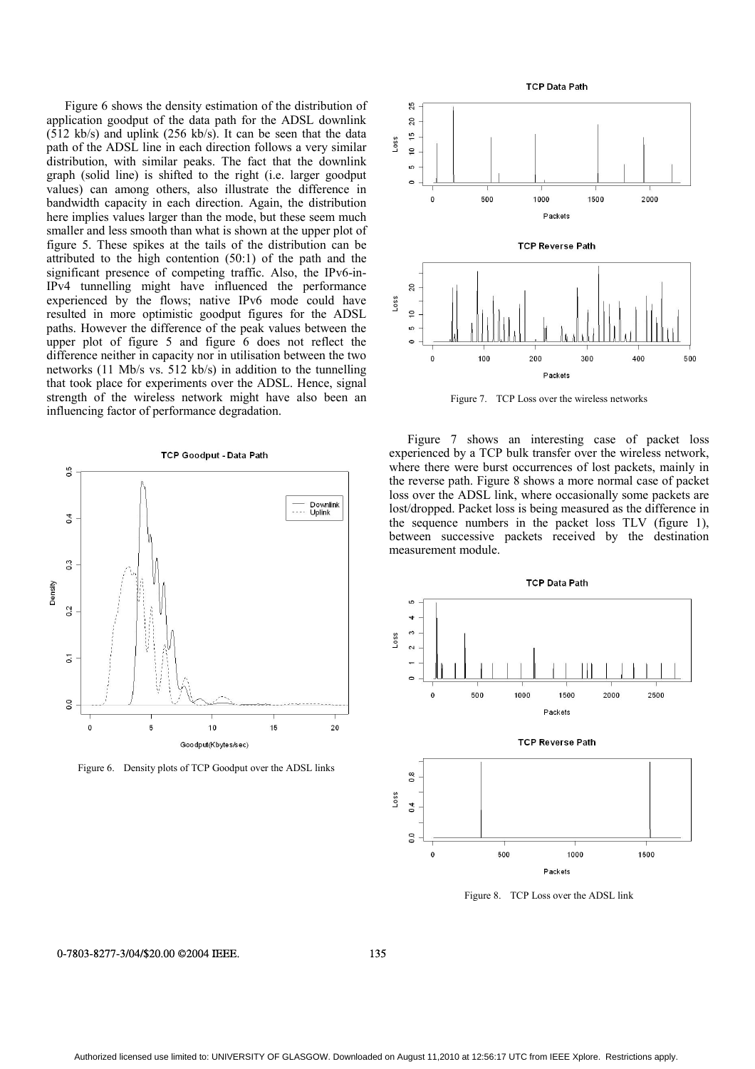Figure 6 shows the density estimation of the distribution of application goodput of the data path for the ADSL downlink (512 kb/s) and uplink (256 kb/s). It can be seen that the data path of the ADSL line in each direction follows a very similar distribution, with similar peaks. The fact that the downlink graph (solid line) is shifted to the right (i.e. larger goodput values) can among others, also illustrate the difference in bandwidth capacity in each direction. Again, the distribution here implies values larger than the mode, but these seem much smaller and less smooth than what is shown at the upper plot of figure 5. These spikes at the tails of the distribution can be attributed to the high contention (50:1) of the path and the significant presence of competing traffic. Also, the IPv6-in-IPv4 tunnelling might have influenced the performance experienced by the flows; native IPv6 mode could have resulted in more optimistic goodput figures for the ADSL paths. However the difference of the peak values between the upper plot of figure 5 and figure 6 does not reflect the difference neither in capacity nor in utilisation between the two networks (11 Mb/s vs. 512 kb/s) in addition to the tunnelling that took place for experiments over the ADSL. Hence, signal strength of the wireless network might have also been an influencing factor of performance degradation.

Figure 6. Density plots of TCP Goodput over the ADSL links

Figure 7. TCP Loss over the wireless networks

Figure 7 shows an interesting case of packet loss experienced by a TCP bulk transfer over the wireless network, where there were burst occurrences of lost packets, mainly in the reverse path. Figure 8 shows a more normal case of packet loss over the ADSL link, where occasionally some packets are lost/dropped. Packet loss is being measured as the difference in the sequence numbers in the packet loss TLV (figure 1), between successive packets received by the destination measurement module.

Figure 8. TCP Loss over the ADSL link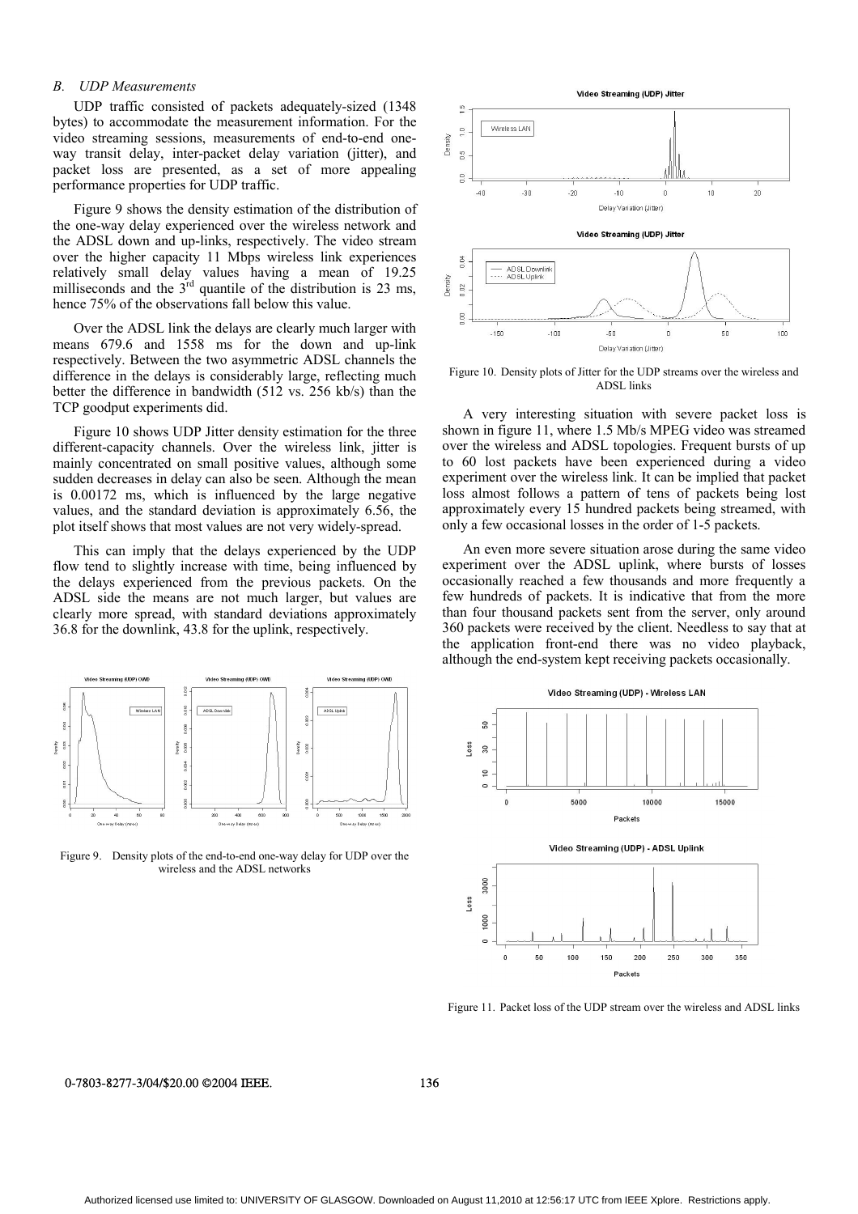### *B. UDP Measurements*

UDP traffic consisted of packets adequately-sized (1348 bytes) to accommodate the measurement information. For the video streaming sessions, measurements of end-to-end one-way transit delay, inter-packet delay variation (jitter), and packet loss are presented, as a set of more appealing performance properties for UDP traffic.

Figure 9 shows the density estimation of the distribution of the one-way delay experienced over the wireless network and the ADSL down and up-links, respectively. The video stream over the higher capacity 11 Mbps wireless link experiences relatively small delay values having a mean of 19.25 milliseconds and the 3rd quantile of the distribution is 23 ms, hence 75% of the observations fall below this value.

Over the ADSL link the delays are clearly much larger with means 679.6 and 1558 ms for the down and up-link respectively. Between the two asymmetric ADSL channels the difference in the delays is considerably large, reflecting much better the difference in bandwidth (512 vs. 256 kb/s) than the TCP goodput experiments did.

Figure 10 shows UDP Jitter density estimation for the three different-capacity channels. Over the wireless link, jitter is mainly concentrated on small positive values, although some sudden decreases in delay can also be seen. Although the mean is 0.00172 ms, which is influenced by the large negative values, and the standard deviation is approximately 6.56, the plot itself shows that most values are not very widely-spread.

This can imply that the delays experienced by the UDP flow tend to slightly increase with time, being influenced by the delays experienced from the previous packets. On the ADSL side the means are not much larger, but values are clearly more spread, with standard deviations approximately 36.8 for the downlink, 43.8 for the uplink, respectively.

Figure 9. Density plots of the end-to-end one-way delay for UDP over the wireless and the ADSL networks

Figure 10. Density plots of Jitter for the UDP streams over the wireless and ADSL links

A very interesting situation with severe packet loss is shown in figure 11, where 1.5 Mb/s MPEG video was streamed over the wireless and ADSL topologies. Frequent bursts of up to 60 lost packets have been experienced during a video experiment over the wireless link. It can be implied that packet loss almost follows a pattern of tens of packets being lost approximately every 15 hundred packets being streamed, with only a few occasional losses in the order of 1-5 packets.

An even more severe situation arose during the same video experiment over the ADSL uplink, where bursts of losses occasionally reached a few thousands and more frequently a few hundreds of packets. It is indicative that from the more than four thousand packets sent from the server, only around 360 packets were received by the client. Needless to say that at the application front-end there was no video playback, although the end-system kept receiving packets occasionally.

Figure 11. Packet loss of the UDP stream over the wireless and ADSL links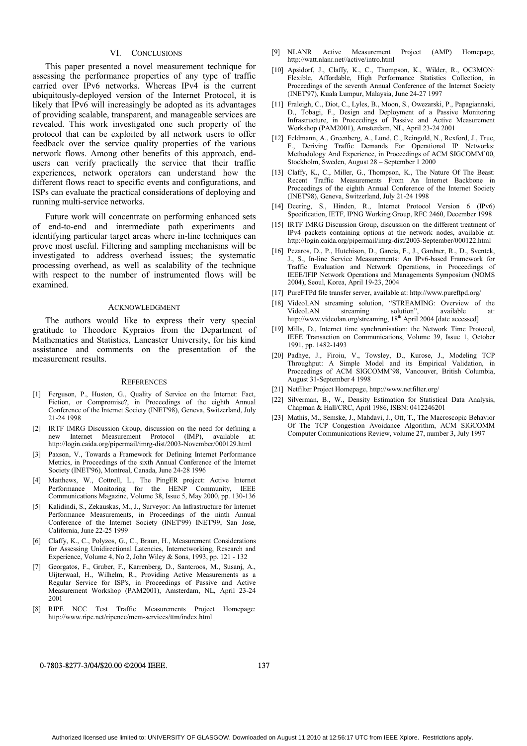## VI. Conclusions

This paper presented a novel measurement technique for assessing the performance properties of any type of traffic carried over IPv6 networks. Whereas IPv4 is the current ubiquitously-deployed version of the Internet Protocol, it is likely that IPv6 will increasingly be adopted as its advantages of providing scalable, transparent, and manageable services are revealed. This work investigated one such property of the protocol that can be exploited by all network users to offer feedback over the service quality properties of the various network flows. Among other benefits of this approach, end-users can verify practically the service that their traffic experiences, network operators can understand how the different flows react to specific events and configurations, and ISPs can evaluate the practical considerations of deploying and running multi-service networks.

Future work will concentrate on performing enhanced sets of end-to-end and intermediate path experiments and identifying particular target areas where in-line techniques can prove most useful. Filtering and sampling mechanisms will be investigated to address overhead issues; the systematic processing overhead, as well as scalability of the technique with respect to the number of instrumented flows will be examined.

## Acknowledgment

The authors would like to express their very special gratitude to Theodore Kypraios from the Department of Mathematics and Statistics, Lancaster University, for his kind assistance and comments on the presentation of the measurement results.

## References

[1] Ferguson, P., Huston, G., Quality of Service on the Internet: Fact, Fiction, or Compromise?, in Proceedings of the eighth Annual Conference of the Internet Society (INET'98), Geneva, Switzerland, July 21-24 1998

[2] IRTF IMRG Discussion Group, discussion on the need for defining a new Internet Measurement Protocol (IMP), available at: http://login.caida.org/pipermail/imrg-dist/2003-November/000129.html

[3] Paxson, V., Towards a Framework for Defining Internet Performance Metrics, in Proceedings of the sixth Annual Conference of the Internet Society (INET'96), Montreal, Canada, June 24-28 1996

[4] Matthews, W., Cottrell, L., The PingER project: Active Internet Performance Monitoring for the HENP Community, IEEE Communications Magazine, Volume 38, Issue 5, May 2000, pp. 130-136

[5] Kalidindi, S., Zekauskas, M., J., Surveyor: An Infrastructure for Internet Performance Measurements, in Proceedings of the ninth Annual Conference of the Internet Society (INET'99) INET'99, San Jose, California, June 22-25 1999

[6] Claffy, K., C., Polyzos, G., C., Braun, H., Measurement Considerations for Assessing Unidirectional Latencies, Internetworking, Research and Experience, Volume 4, No 2, John Wiley & Sons, 1993, pp. 121 - 132

[7] Georgatos, F., Gruber, F., Karrenberg, D., Santcroos, M., Susanj, A., Uijterwaal, H., Wilhelm, R., Providing Active Measurements as a Regular Service for ISP's, in Proceedings of Passive and Active Measurement Workshop (PAM2001), Amsterdam, NL, April 23-24 2001

[8] RIPE NCC Test Traffic Measurements Project Homepage: http://www.ripe.net/ripencc/mem-services/ttm/index.html

[9] NLANR Active Measurement Project (AMP) Homepage, http://watt.nlanr.net//active/intro.html

[10] Apsidorf, J., Claffy, K., C., Thompson, K., Wilder, R., OC3MON: Flexible, Affordable, High Performance Statistics Collection, in Proceedings of the seventh Annual Conference of the Internet Society (INET'97), Kuala Lumpur, Malaysia, June 24-27 1997

[11] Fraleigh, C., Diot, C., Lyles, B., Moon, S., Owezarski, P., Papagiannaki, D., Tobagi, F., Design and Deployment of a Passive Monitoring Infrastructure, in Proceedings of Passive and Active Measurement Workshop (PAM2001), Amsterdam, NL, April 23-24 2001

[12] Feldmann, A., Greenberg, A., Lund, C., Reingold, N., Rexford, J., True, F., Deriving Traffic Demands For Operational IP Networks: Methodology And Experience, in Proceedings of ACM SIGCOMM'00, Stockholm, Sweden, August 28 – September 1 2000

[13] Claffy, K., C., Miller, G., Thompson, K., The Nature Of The Beast: Recent Traffic Measurements From An Internet Backbone in Proceedings of the eighth Annual Conference of the Internet Society (INET'98), Geneva, Switzerland, July 21-24 1998

[14] Deering, S., Hinden, R., Internet Protocol Version 6 (IPv6) Specification, IETF, IPNG Working Group, RFC 2460, December 1998

[15] IRTF IMRG Discussion Group, discussion on the different treatment of IPv4 packets containing options at the network nodes, available at: http://login.caida.org/pipermail/imrg-dist/2003-September/000122.html

[16] Pezaros, D., P., Hutchison, D., Garcia, F., J., Gardner, R., D., Sventek, J., S., In-line Service Measurements: An IPv6-based Framework for Traffic Evaluation and Network Operations, in Proceedings of IEEE/IFIP Network Operations and Managements Symposium (NOMS 2004), Seoul, Korea, April 19-23, 2004

[17] PureFTPd file transfer server, available at: http://www.pureftpd.org/

[18] VideoLAN streaming solution, "STREAMING: Overview of the VideoLAN streaming solution", available at: http://www.videolan.org/streaming, 18th April 2004 [date accessed]

[19] Mills, D., Internet time synchronisation: the Network Time Protocol, IEEE Transaction on Communications, Volume 39, Issue 1, October 1991, pp. 1482-1493

[20] Padhye, J., Firoiu, V., Towsley, D., Kurose, J., Modeling TCP Throughput: A Simple Model and its Empirical Validation, in Proceedings of ACM SIGCOMM'98, Vancouver, British Columbia, August 31-September 4 1998

[21] Netfilter Project Homepage, http://www.netfilter.org/

[22] Silverman, B., W., Density Estimation for Statistical Data Analysis, Chapman & Hall/CRC, April 1986, ISBN: 0412246201

[23] Mathis, M., Semske, J., Mahdavi, J., Ott, T., The Macroscopic Behavior Of The TCP Congestion Avoidance Algorithm, ACM SIGCOMM Computer Communications Review, volume 27, number 3, July 1997